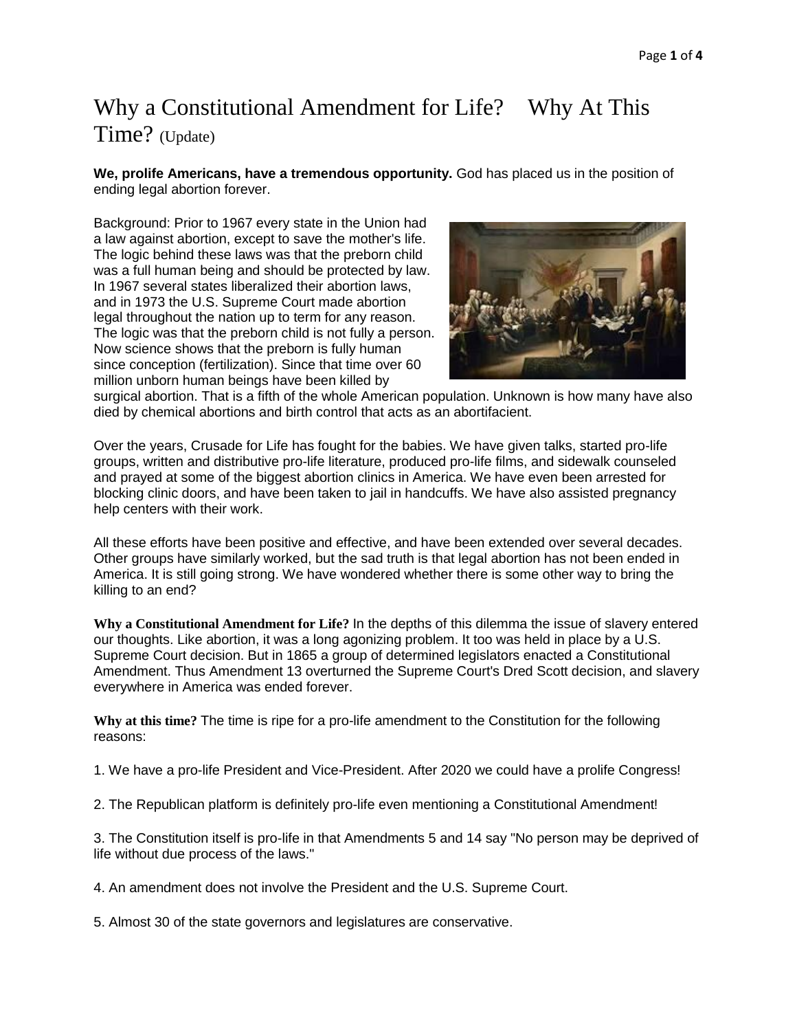# Why a Constitutional Amendment for Life? Why At This Time? (Update)

**We, prolife Americans, have a tremendous opportunity.** God has placed us in the position of ending legal abortion forever.

Background: Prior to 1967 every state in the Union had a law against abortion, except to save the mother's life. The logic behind these laws was that the preborn child was a full human being and should be protected by law. In 1967 several states liberalized their abortion laws, and in 1973 the U.S. Supreme Court made abortion legal throughout the nation up to term for any reason. The logic was that the preborn child is not fully a person. Now science shows that the preborn is fully human since conception (fertilization). Since that time over 60 million unborn human beings have been killed by surgical abortion. That is a fifth of the whole American population. Unknown is how many have also died by chemical abortions and birth control that acts as an abortifacient.

Over the years, Crusade for Life has fought for the babies. We have given talks, started pro-life groups, written and distributive pro-life literature, produced pro-life films, and sidewalk counseled and prayed at some of the biggest abortion clinics in America. We have even been arrested for blocking clinic doors, and have been taken to jail in handcuffs. We have also assisted pregnancy help centers with their work.

All these efforts have been positive and effective, and have been extended over several decades. Other groups have similarly worked, but the sad truth is that legal abortion has not been ended in America. It is still going strong. We have wondered whether there is some other way to bring the killing to an end?

**Why a Constitutional Amendment for Life?** In the depths of this dilemma the issue of slavery entered our thoughts. Like abortion, it was a long agonizing problem. It too was held in place by a U.S. Supreme Court decision. But in 1865 a group of determined legislators enacted a Constitutional Amendment. Thus Amendment 13 overturned the Supreme Court's Dred Scott decision, and slavery everywhere in America was ended forever.

**Why at this time?** The time is ripe for a pro-life amendment to the Constitution for the following reasons:

1. We have a pro-life President and Vice-President. After 2020 we could have a prolife Congress!

2. The Republican platform is definitely pro-life even mentioning a Constitutional Amendment!

3. The Constitution itself is pro-life in that Amendments 5 and 14 say "No person may be deprived of life without due process of the laws."

4. An amendment does not involve the President and the U.S. Supreme Court.

5. Almost 30 of the state governors and legislatures are conservative.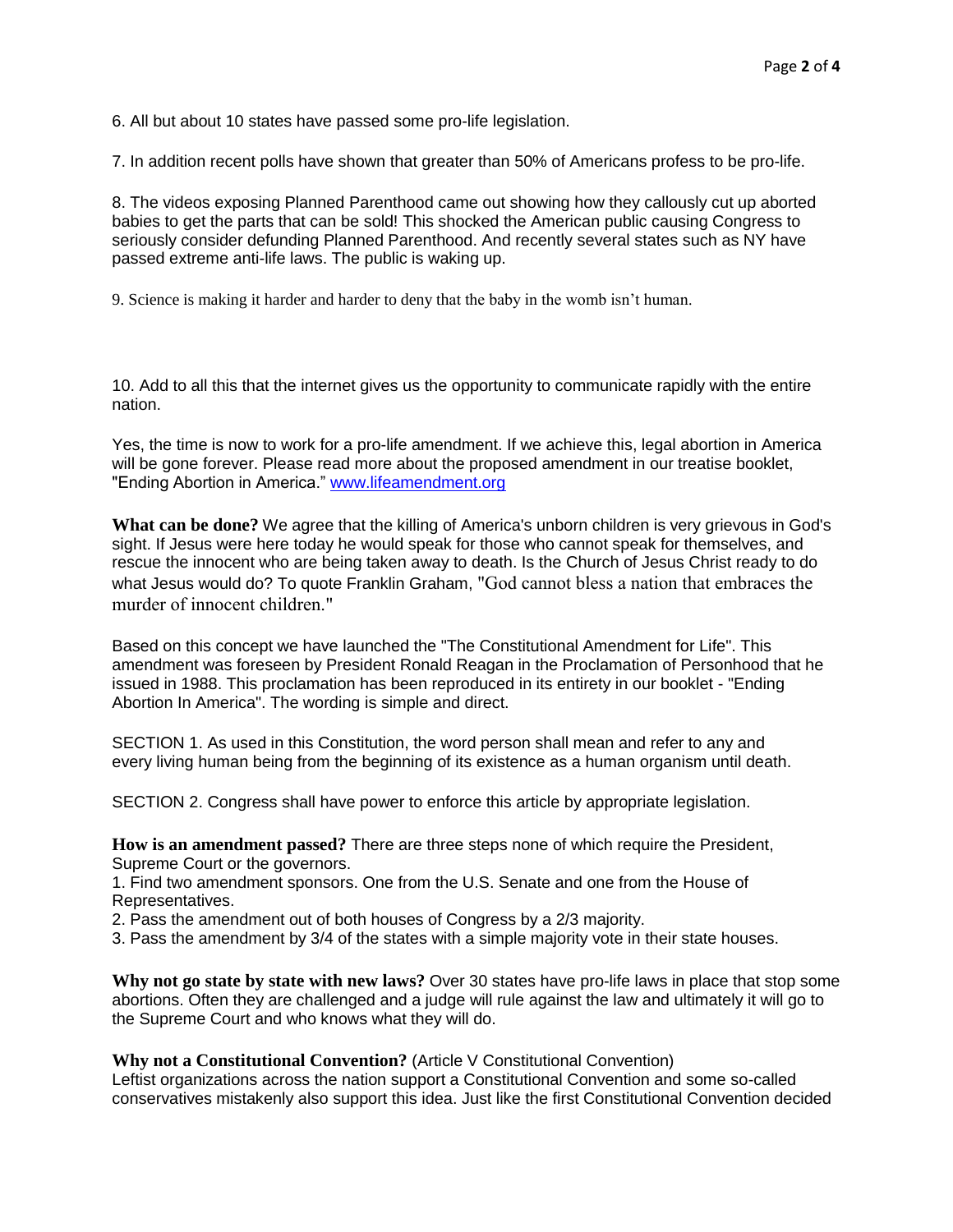6. All but about 10 states have passed some pro-life legislation.

7. In addition recent polls have shown that greater than 50% of Americans profess to be pro-life.

8. The videos exposing Planned Parenthood came out showing how they callously cut up aborted babies to get the parts that can be sold! This shocked the American public causing Congress to seriously consider defunding Planned Parenthood. And recently several states such as NY have passed extreme anti-life laws. The public is waking up.

9. Science is making it harder and harder to deny that the baby in the womb isn't human.

10. Add to all this that the internet gives us the opportunity to communicate rapidly with the entire nation.

Yes, the time is now to work for a pro-life amendment. If we achieve this, legal abortion in America will be gone forever. Please read more about the proposed amendment in our treatise booklet, "Ending Abortion in America." [www.lifeamendment.org](http://www.lifeamendment.org)

**What can be done?** We agree that the killing of America's unborn children is very grievous in God's sight. If Jesus were here today he would speak for those who cannot speak for themselves, and rescue the innocent who are being taken away to death. Is the Church of Jesus Christ ready to do what Jesus would do? To quote Franklin Graham, "God cannot bless a nation that embraces the murder of innocent children."

Based on this concept we have launched the "The Constitutional Amendment for Life". This amendment was foreseen by President Ronald Reagan in the Proclamation of Personhood that he issued in 1988. This proclamation has been reproduced in its entirety in our booklet - "Ending Abortion In America". The wording is simple and direct.

SECTION 1. As used in this Constitution, the word person shall mean and refer to any and every living human being from the beginning of its existence as a human organism until death.

SECTION 2. Congress shall have power to enforce this article by appropriate legislation.

**How is an amendment passed?** There are three steps none of which require the President, Supreme Court or the governors.

1. Find two amendment sponsors. One from the U.S. Senate and one from the House of Representatives.
2. Pass the amendment out of both houses of Congress by a 2/3 majority.
3. Pass the amendment by 3/4 of the states with a simple majority vote in their state houses.

**Why not go state by state with new laws?** Over 30 states have pro-life laws in place that stop some abortions. Often they are challenged and a judge will rule against the law and ultimately it will go to the Supreme Court and who knows what they will do.

**Why not a Constitutional Convention?** (Article V Constitutional Convention)
Leftist organizations across the nation support a Constitutional Convention and some so-called conservatives mistakenly also support this idea. Just like the first Constitutional Convention decided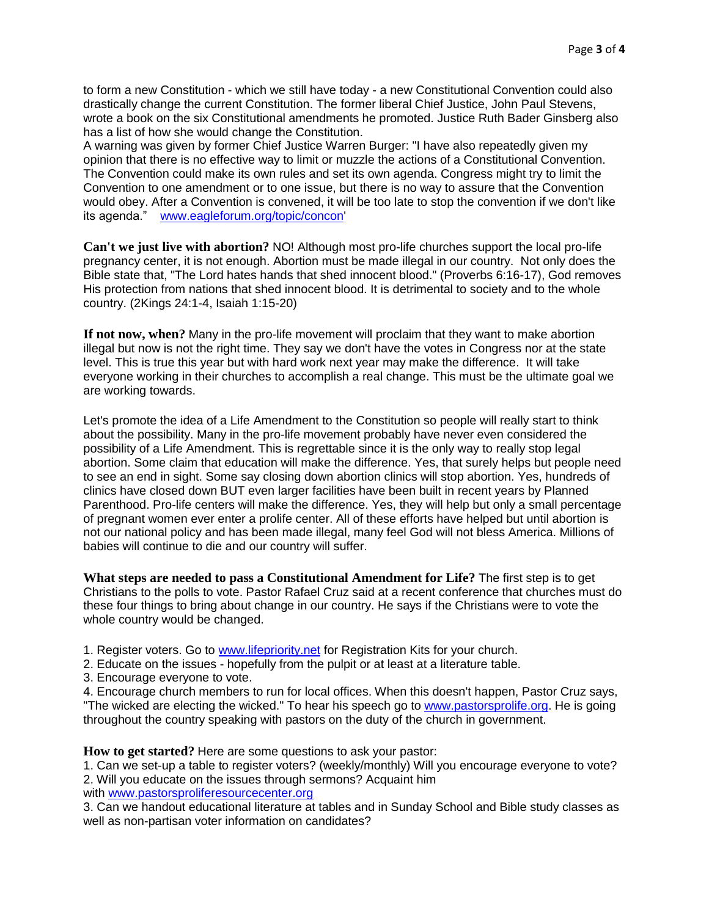to form a new Constitution - which we still have today - a new Constitutional Convention could also drastically change the current Constitution. The former liberal Chief Justice, John Paul Stevens, wrote a book on the six Constitutional amendments he promoted. Justice Ruth Bader Ginsberg also has a list of how she would change the Constitution.
A warning was given by former Chief Justice Warren Burger: "I have also repeatedly given my opinion that there is no effective way to limit or muzzle the actions of a Constitutional Convention. The Convention could make its own rules and set its own agenda. Congress might try to limit the Convention to one amendment or to one issue, but there is no way to assure that the Convention would obey. After a Convention is convened, it will be too late to stop the convention if we don't like its agenda." www.eagleforum.org/topic/concon'

**Can't we just live with abortion?** NO! Although most pro-life churches support the local pro-life pregnancy center, it is not enough. Abortion must be made illegal in our country. Not only does the Bible state that, "The Lord hates hands that shed innocent blood." (Proverbs 6:16-17), God removes His protection from nations that shed innocent blood. It is detrimental to society and to the whole country. (2Kings 24:1-4, Isaiah 1:15-20)

**If not now, when?** Many in the pro-life movement will proclaim that they want to make abortion illegal but now is not the right time. They say we don't have the votes in Congress nor at the state level. This is true this year but with hard work next year may make the difference. It will take everyone working in their churches to accomplish a real change. This must be the ultimate goal we are working towards.

Let's promote the idea of a Life Amendment to the Constitution so people will really start to think about the possibility. Many in the pro-life movement probably have never even considered the possibility of a Life Amendment. This is regrettable since it is the only way to really stop legal abortion. Some claim that education will make the difference. Yes, that surely helps but people need to see an end in sight. Some say closing down abortion clinics will stop abortion. Yes, hundreds of clinics have closed down BUT even larger facilities have been built in recent years by Planned Parenthood. Pro-life centers will make the difference. Yes, they will help but only a small percentage of pregnant women ever enter a prolife center. All of these efforts have helped but until abortion is not our national policy and has been made illegal, many feel God will not bless America. Millions of babies will continue to die and our country will suffer.

**What steps are needed to pass a Constitutional Amendment for Life?** The first step is to get Christians to the polls to vote. Pastor Rafael Cruz said at a recent conference that churches must do these four things to bring about change in our country. He says if the Christians were to vote the whole country would be changed.

1. Register voters. Go to www.lifepriority.net for Registration Kits for your church.
2. Educate on the issues - hopefully from the pulpit or at least at a literature table.
3. Encourage everyone to vote.
4. Encourage church members to run for local offices. When this doesn't happen, Pastor Cruz says, "The wicked are electing the wicked." To hear his speech go to www.pastorsprolife.org. He is going throughout the country speaking with pastors on the duty of the church in government.

**How to get started?** Here are some questions to ask your pastor:

1. Can we set-up a table to register voters? (weekly/monthly) Will you encourage everyone to vote?
2. Will you educate on the issues through sermons? Acquaint him with www.pastorsproliferesourcecenter.org
3. Can we handout educational literature at tables and in Sunday School and Bible study classes as well as non-partisan voter information on candidates?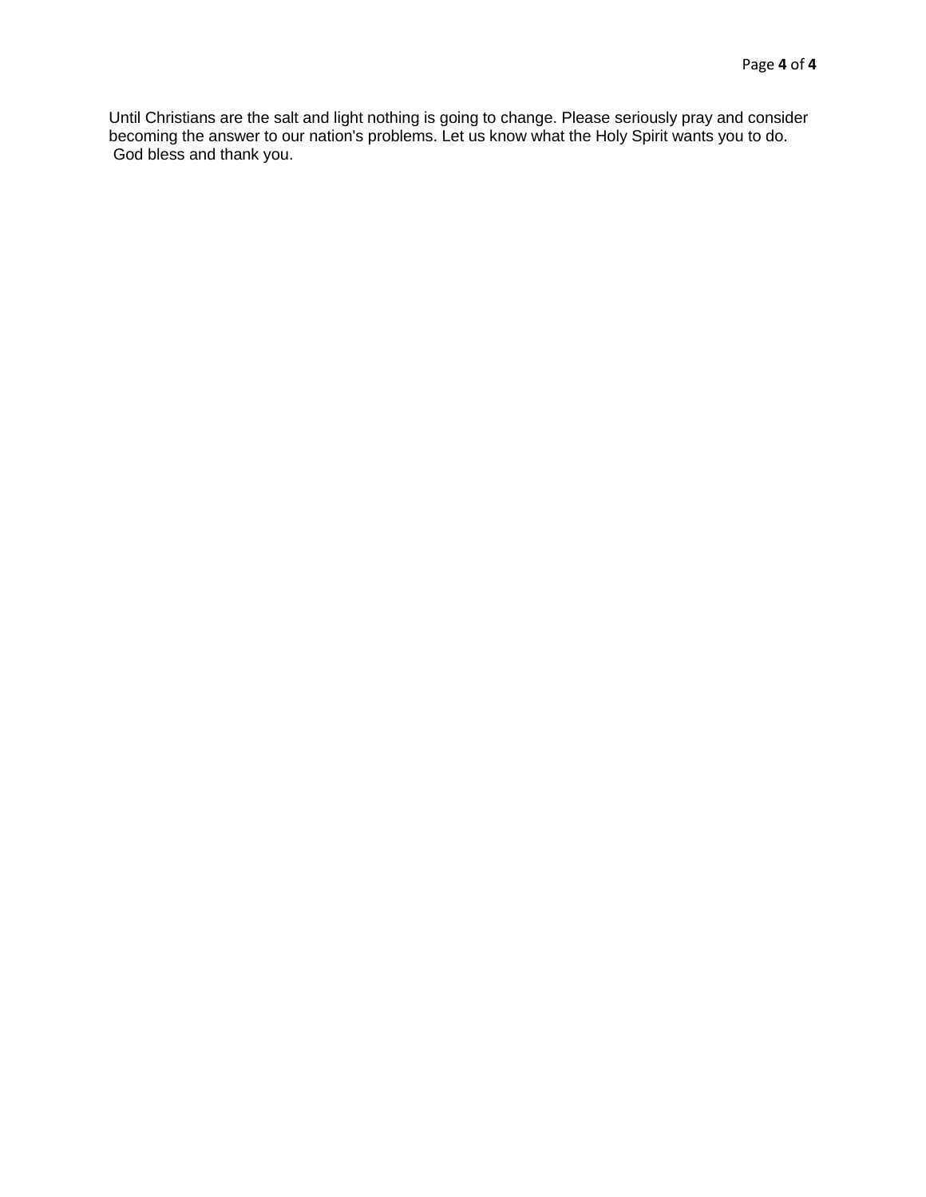Until Christians are the salt and light nothing is going to change. Please seriously pray and consider becoming the answer to our nation's problems. Let us know what the Holy Spirit wants you to do.
God bless and thank you.